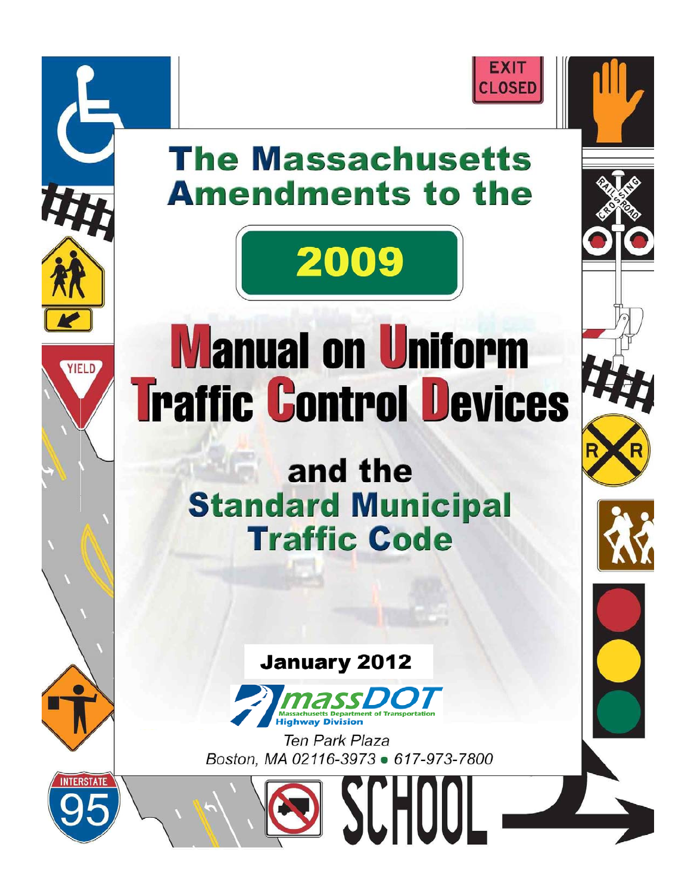# The Massachusetts Amendments to the

# 2009

# Manual on Uniform Traffic Control Devices

## and the Standard Municipal Traffic Code

**January 2012**

massDOT
Massachusetts Department of Transportation
Highway Division

*Ten Park Plaza*
*Boston, MA 02116-3973 • 617-973-7800*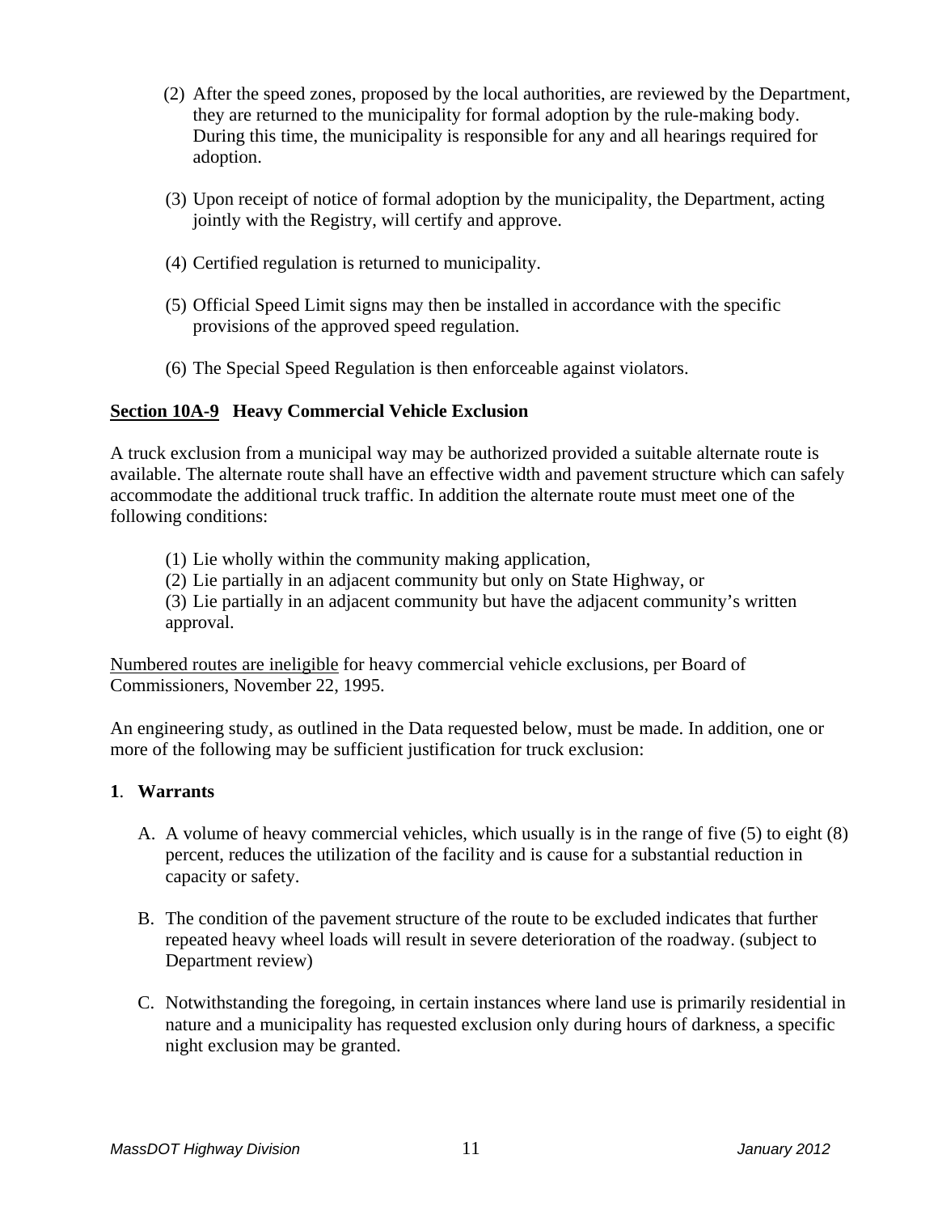(2) After the speed zones, proposed by the local authorities, are reviewed by the Department, they are returned to the municipality for formal adoption by the rule-making body. During this time, the municipality is responsible for any and all hearings required for adoption.

(3) Upon receipt of notice of formal adoption by the municipality, the Department, acting jointly with the Registry, will certify and approve.

(4) Certified regulation is returned to municipality.

(5) Official Speed Limit signs may then be installed in accordance with the specific provisions of the approved speed regulation.

(6) The Special Speed Regulation is then enforceable against violators.

## <u>Section 10A-9</u> Heavy Commercial Vehicle Exclusion

A truck exclusion from a municipal way may be authorized provided a suitable alternate route is available. The alternate route shall have an effective width and pavement structure which can safely accommodate the additional truck traffic. In addition the alternate route must meet one of the following conditions:

(1) Lie wholly within the community making application,
(2) Lie partially in an adjacent community but only on State Highway, or
(3) Lie partially in an adjacent community but have the adjacent community's written approval.

<u>Numbered routes are ineligible</u> for heavy commercial vehicle exclusions, per Board of Commissioners, November 22, 1995.

An engineering study, as outlined in the Data requested below, must be made. In addition, one or more of the following may be sufficient justification for truck exclusion:

### 1. Warrants

A. A volume of heavy commercial vehicles, which usually is in the range of five (5) to eight (8) percent, reduces the utilization of the facility and is cause for a substantial reduction in capacity or safety.

B. The condition of the pavement structure of the route to be excluded indicates that further repeated heavy wheel loads will result in severe deterioration of the roadway. (subject to Department review)

C. Notwithstanding the foregoing, in certain instances where land use is primarily residential in nature and a municipality has requested exclusion only during hours of darkness, a specific night exclusion may be granted.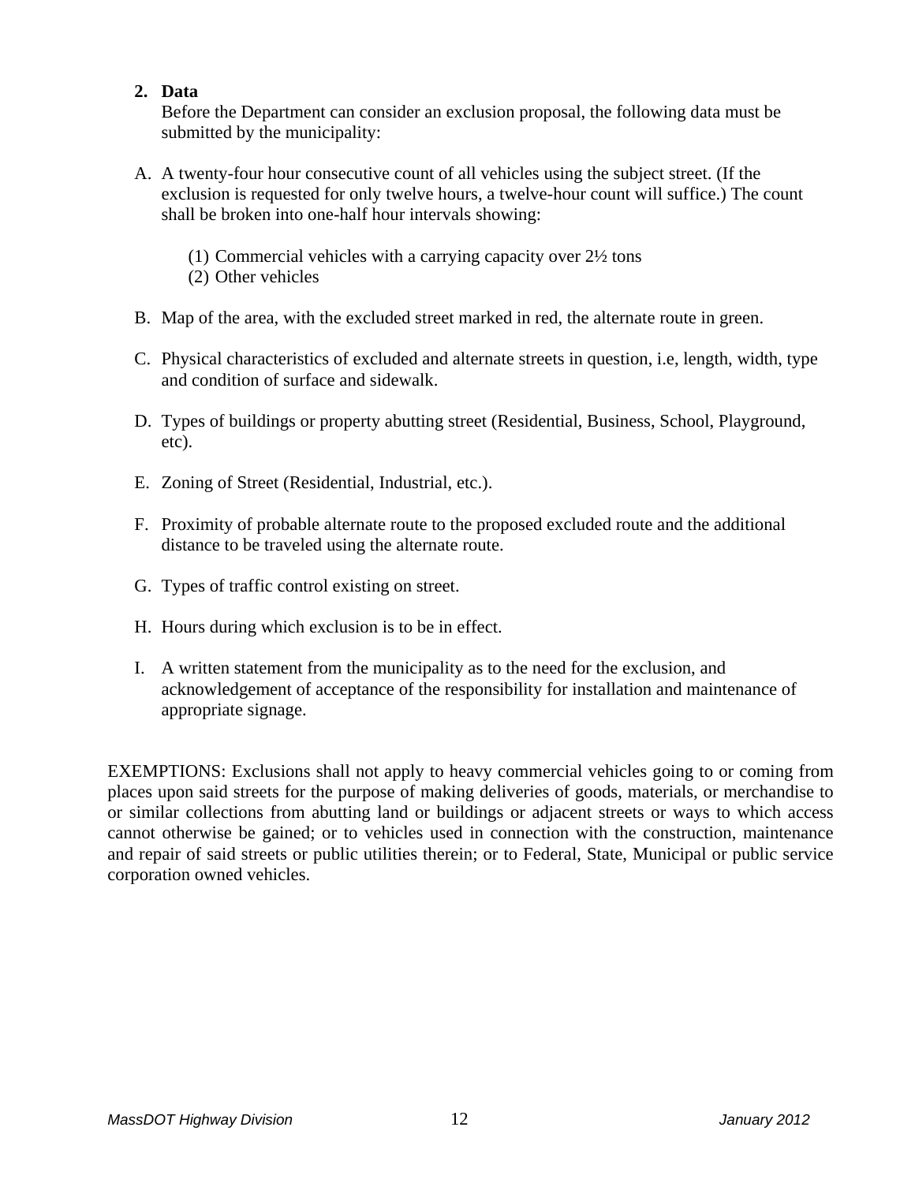2. **Data**

   Before the Department can consider an exclusion proposal, the following data must be submitted by the municipality:

A. A twenty-four hour consecutive count of all vehicles using the subject street. (If the exclusion is requested for only twelve hours, a twelve-hour count will suffice.) The count shall be broken into one-half hour intervals showing:

   (1) Commercial vehicles with a carrying capacity over 2½ tons
   (2) Other vehicles

B. Map of the area, with the excluded street marked in red, the alternate route in green.

C. Physical characteristics of excluded and alternate streets in question, i.e, length, width, type and condition of surface and sidewalk.

D. Types of buildings or property abutting street (Residential, Business, School, Playground, etc).

E. Zoning of Street (Residential, Industrial, etc.).

F. Proximity of probable alternate route to the proposed excluded route and the additional distance to be traveled using the alternate route.

G. Types of traffic control existing on street.

H. Hours during which exclusion is to be in effect.

I. A written statement from the municipality as to the need for the exclusion, and acknowledgement of acceptance of the responsibility for installation and maintenance of appropriate signage.

EXEMPTIONS: Exclusions shall not apply to heavy commercial vehicles going to or coming from places upon said streets for the purpose of making deliveries of goods, materials, or merchandise to or similar collections from abutting land or buildings or adjacent streets or ways to which access cannot otherwise be gained; or to vehicles used in connection with the construction, maintenance and repair of said streets or public utilities therein; or to Federal, State, Municipal or public service corporation owned vehicles.